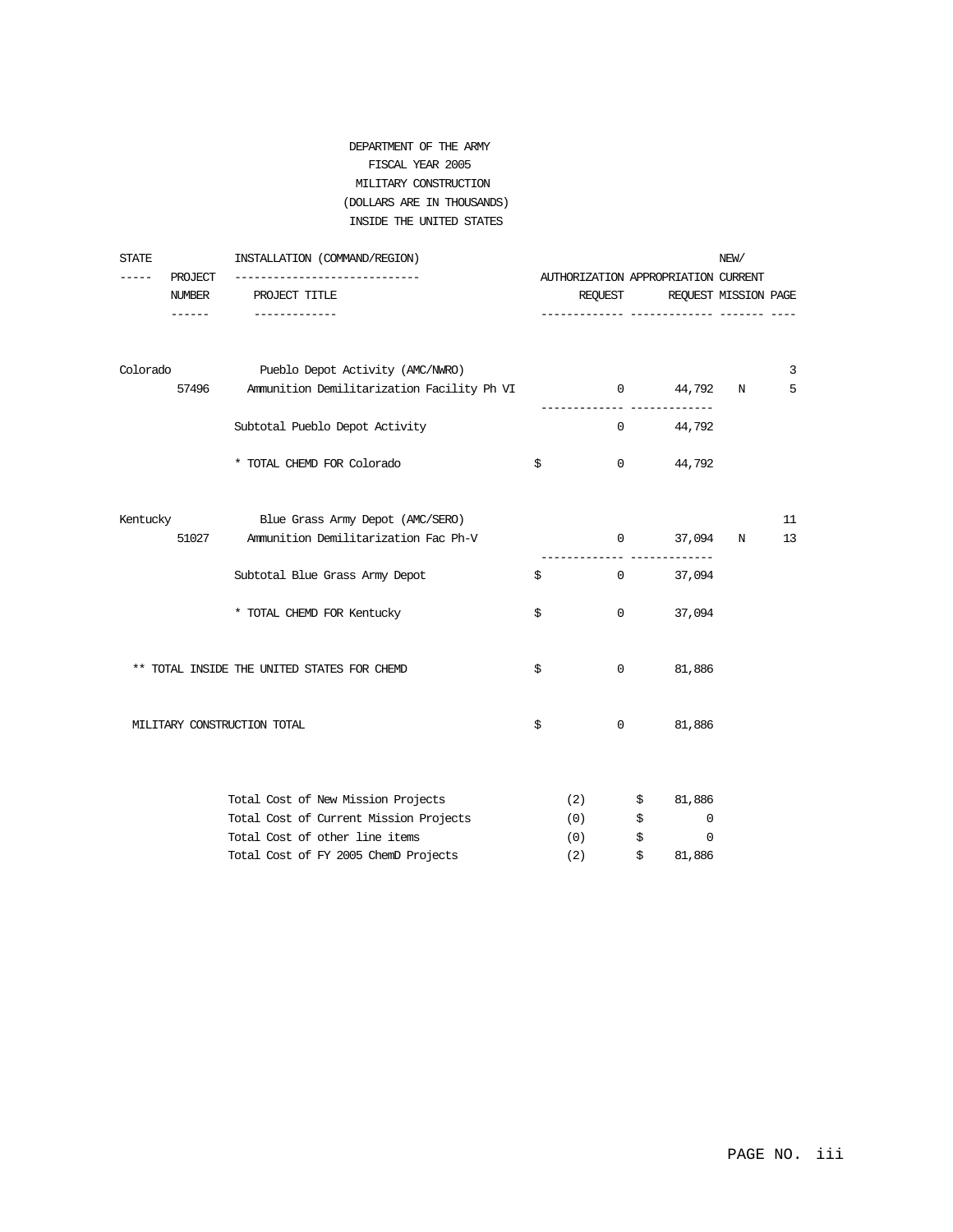DEPARTMENT OF THE ARMY
FISCAL YEAR 2005
MILITARY CONSTRUCTION
(DOLLARS ARE IN THOUSANDS)
INSIDE THE UNITED STATES

| STATE | PROJECT NUMBER | INSTALLATION (COMMAND/REGION) / PROJECT TITLE | | AUTHORIZATION REQUEST | APPROPRIATION REQUEST | NEW/ CURRENT MISSION | PAGE |
|---|---|---|---|---|---|---|---|
| Colorado | | Pueblo Depot Activity (AMC/NWRO) | | | | | 3 |
| | 57496 | Ammunition Demilitarization Facility Ph VI | | 0 | 44,792 | N | 5 |
| | | Subtotal Pueblo Depot Activity | | 0 | 44,792 | | |
| | | * TOTAL CHEMD FOR Colorado | $ | 0 | 44,792 | | |
| Kentucky | | Blue Grass Army Depot (AMC/SERO) | | | | | 11 |
| | 51027 | Ammunition Demilitarization Fac Ph-V | | 0 | 37,094 | N | 13 |
| | | Subtotal Blue Grass Army Depot | $ | 0 | 37,094 | | |
| | | * TOTAL CHEMD FOR Kentucky | $ | 0 | 37,094 | | |
| ** TOTAL INSIDE THE UNITED STATES FOR CHEMD | | | $ | 0 | 81,886 | | |
| MILITARY CONSTRUCTION TOTAL | | | $ | 0 | 81,886 | | |

| | | | |
|---|---|---|---|
| Total Cost of New Mission Projects | (2) | $ | 81,886 |
| Total Cost of Current Mission Projects | (0) | $ | 0 |
| Total Cost of other line items | (0) | $ | 0 |
| Total Cost of FY 2005 ChemD Projects | (2) | $ | 81,886 |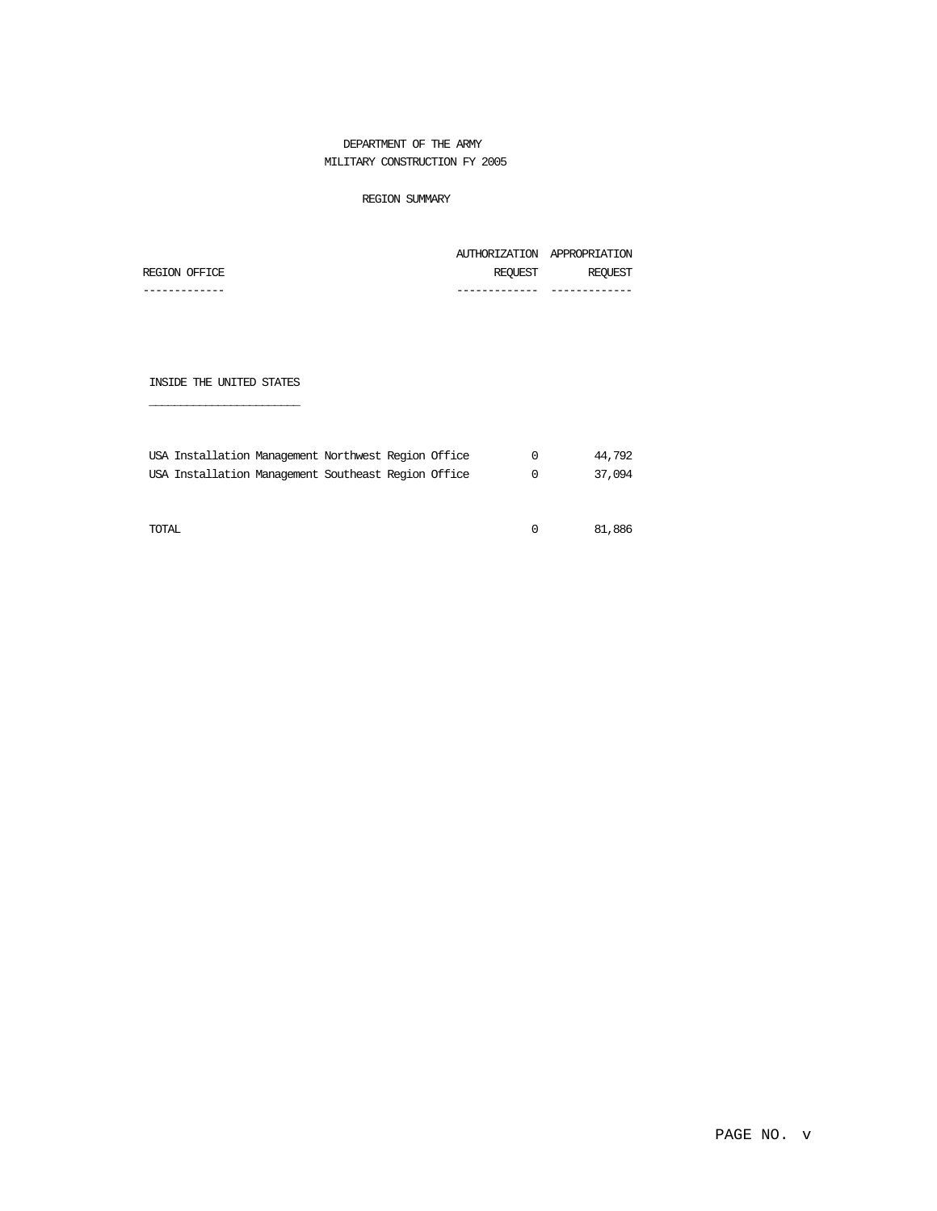DEPARTMENT OF THE ARMY
MILITARY CONSTRUCTION FY 2005

REGION SUMMARY

| REGION OFFICE | AUTHORIZATION REQUEST | APPROPRIATION REQUEST |
|---|---|---|
| **INSIDE THE UNITED STATES** | | |
| USA Installation Management Northwest Region Office | 0 | 44,792 |
| USA Installation Management Southeast Region Office | 0 | 37,094 |
| TOTAL | 0 | 81,886 |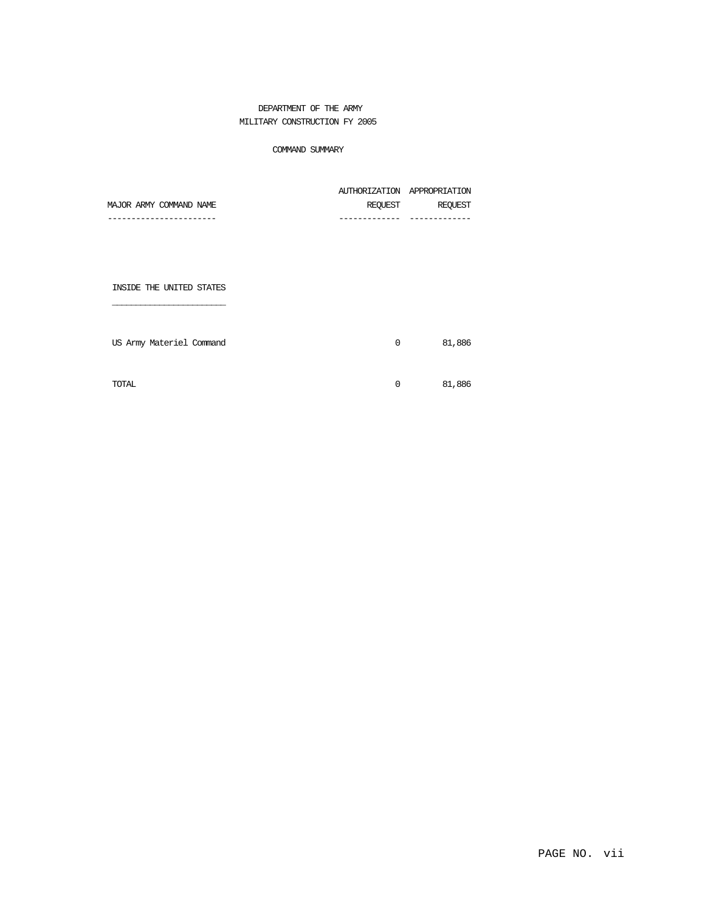# DEPARTMENT OF THE ARMY
## MILITARY CONSTRUCTION FY 2005

### COMMAND SUMMARY

| MAJOR ARMY COMMAND NAME | AUTHORIZATION REQUEST | APPROPRIATION REQUEST |
|---|---|---|
| **INSIDE THE UNITED STATES** | | |
| US Army Materiel Command | 0 | 81,886 |
| TOTAL | 0 | 81,886 |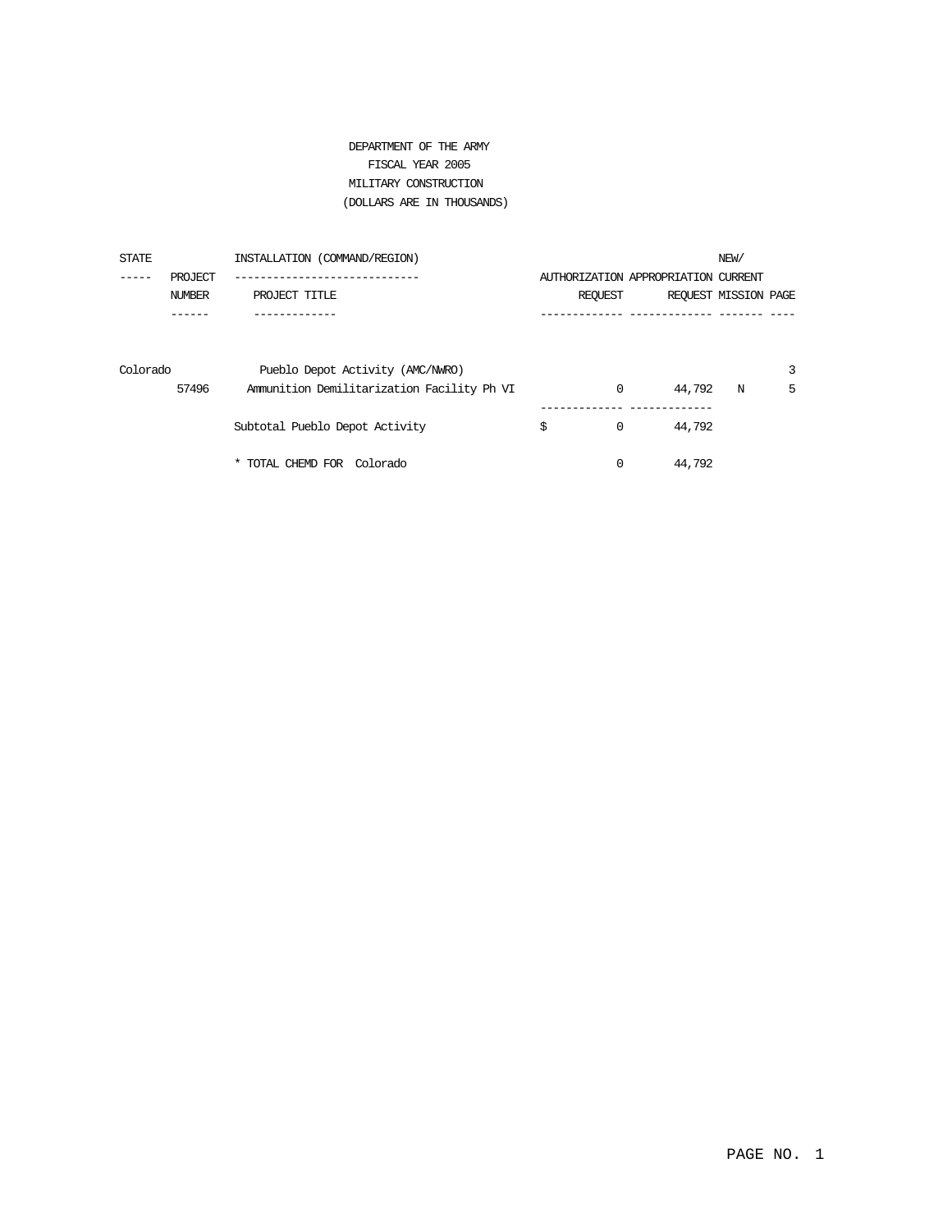DEPARTMENT OF THE ARMY
FISCAL YEAR 2005
MILITARY CONSTRUCTION
(DOLLARS ARE IN THOUSANDS)

| STATE | PROJECT NUMBER | INSTALLATION (COMMAND/REGION) / PROJECT TITLE | AUTHORIZATION REQUEST | APPROPRIATION REQUEST | NEW/ CURRENT MISSION | PAGE |
|---|---|---|---|---|---|---|
| Colorado | | Pueblo Depot Activity (AMC/NWRO) | | | | 3 |
| | 57496 | Ammunition Demilitarization Facility Ph VI | 0 | 44,792 | N | 5 |
| | | Subtotal Pueblo Depot Activity | $ 0 | 44,792 | | |
| | | * TOTAL CHEMD FOR Colorado | 0 | 44,792 | | |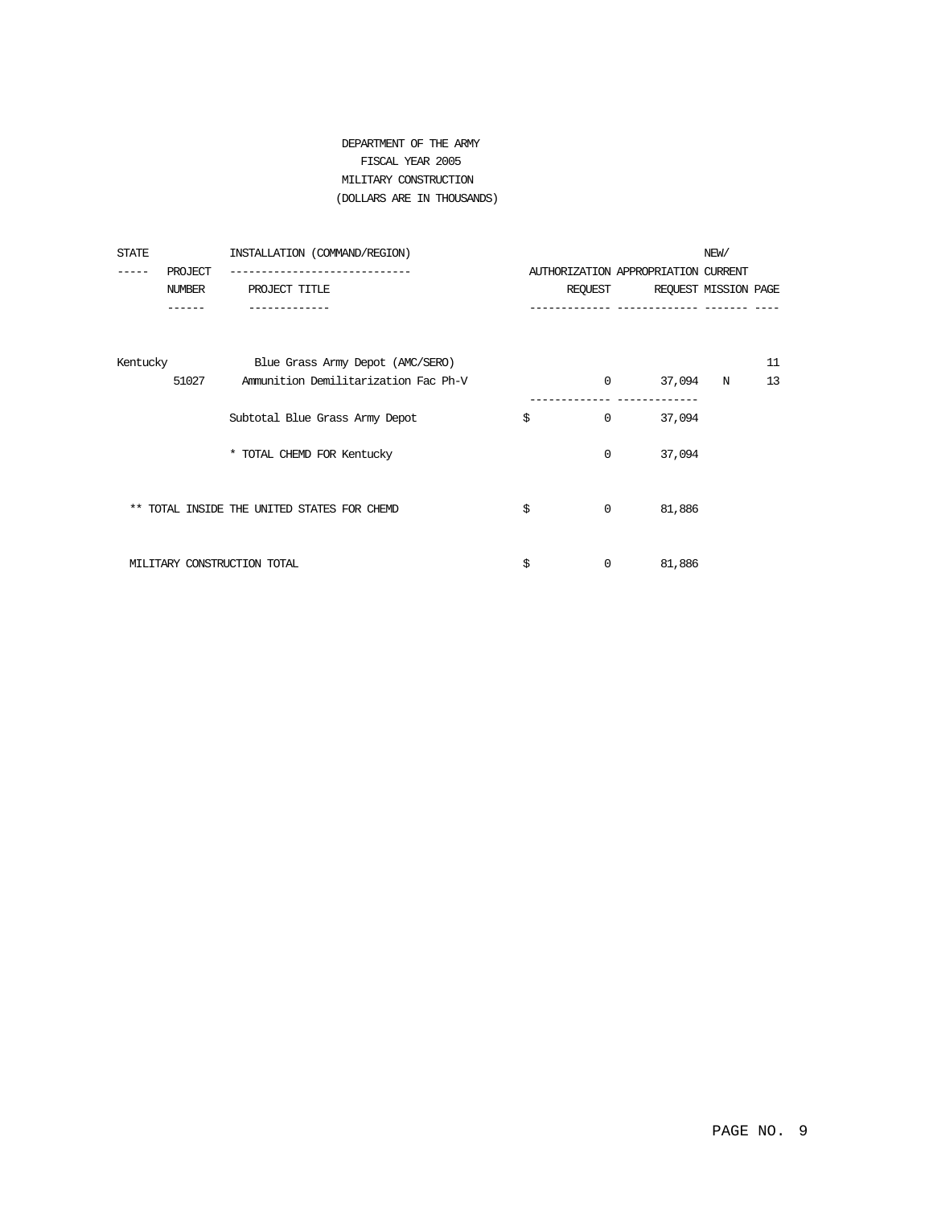DEPARTMENT OF THE ARMY
FISCAL YEAR 2005
MILITARY CONSTRUCTION
(DOLLARS ARE IN THOUSANDS)

| STATE | PROJECT NUMBER | INSTALLATION (COMMAND/REGION) / PROJECT TITLE | | AUTHORIZATION REQUEST | APPROPRIATION REQUEST | NEW/ CURRENT MISSION | PAGE |
|---|---|---|---|---|---|---|---|
| Kentucky | | Blue Grass Army Depot (AMC/SERO) | | | | | 11 |
| | 51027 | Ammunition Demilitarization Fac Ph-V | | 0 | 37,094 | N | 13 |
| | | Subtotal Blue Grass Army Depot | $ | 0 | 37,094 | | |
| | | * TOTAL CHEMD FOR Kentucky | | 0 | 37,094 | | |
| ** TOTAL INSIDE THE UNITED STATES FOR CHEMD | | | $ | 0 | 81,886 | | |
| MILITARY CONSTRUCTION TOTAL | | | $ | 0 | 81,886 | | |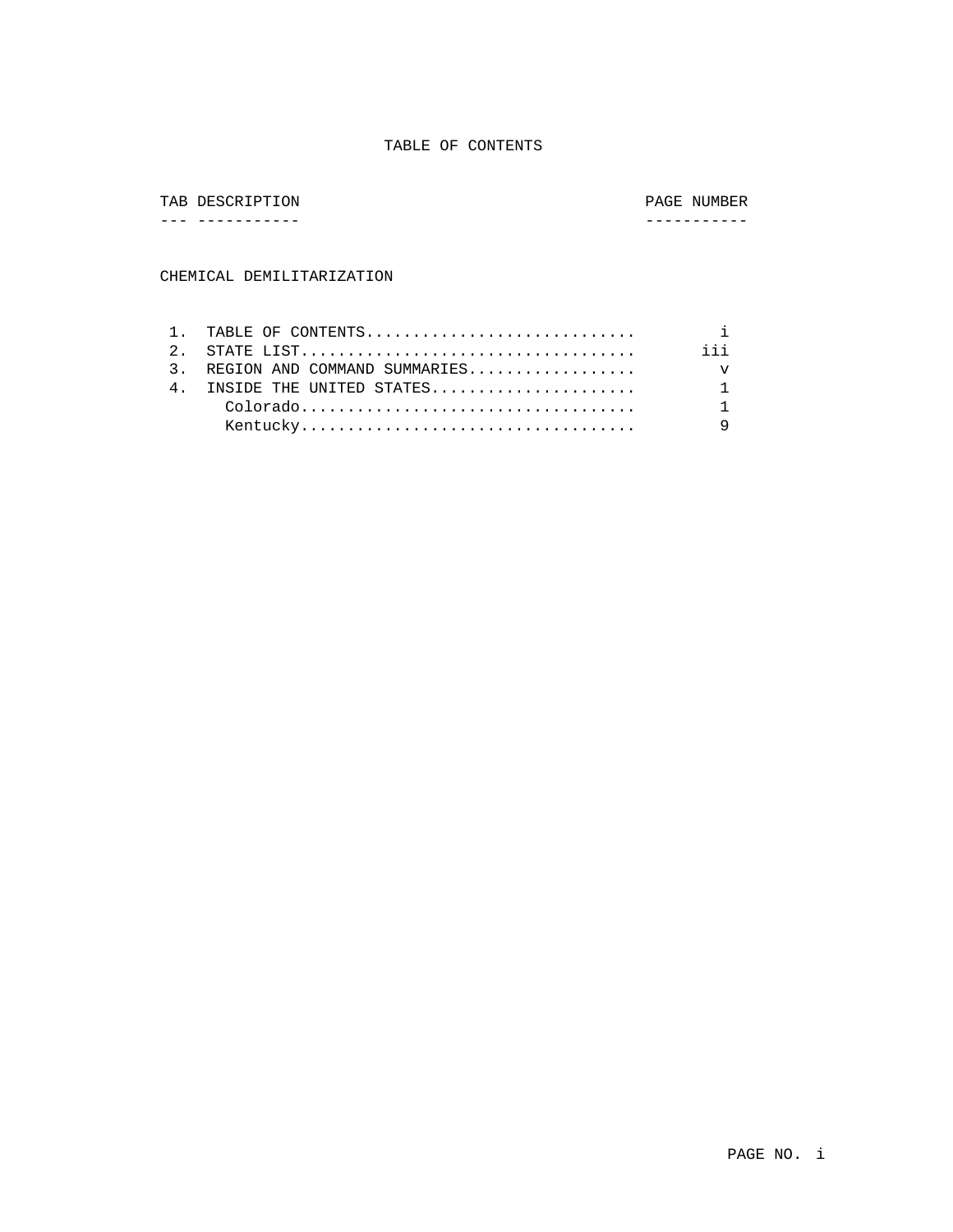# TABLE OF CONTENTS

| TAB DESCRIPTION | PAGE NUMBER |
| --- | --- |
| **CHEMICAL DEMILITARIZATION** | |
| 1. TABLE OF CONTENTS | i |
| 2. STATE LIST | iii |
| 3. REGION AND COMMAND SUMMARIES | v |
| 4. INSIDE THE UNITED STATES | 1 |
| Colorado | 1 |
| Kentucky | 9 |